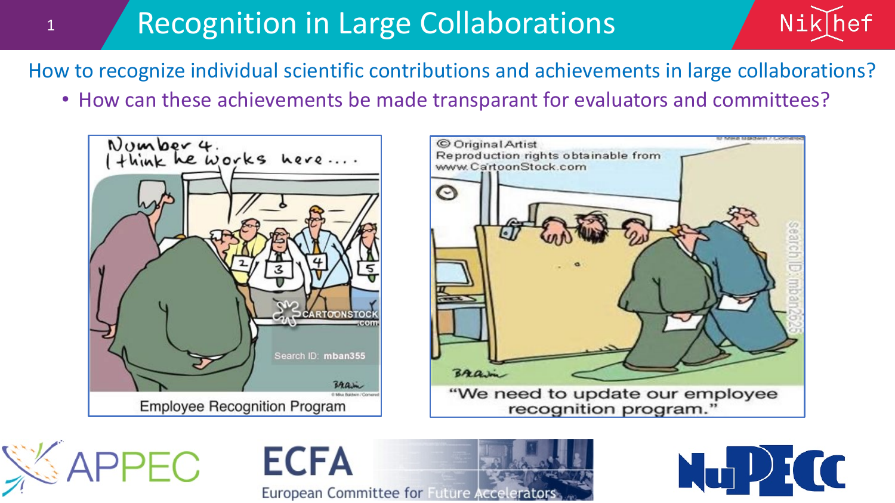# Recognition in Large Collaborations

How to recognize individual scientific contributions and achievements in large collaborations?

- How can these achievements be made transparant for evaluators and committees?

Employee Recognition Program

"We need to update our employee recognition program."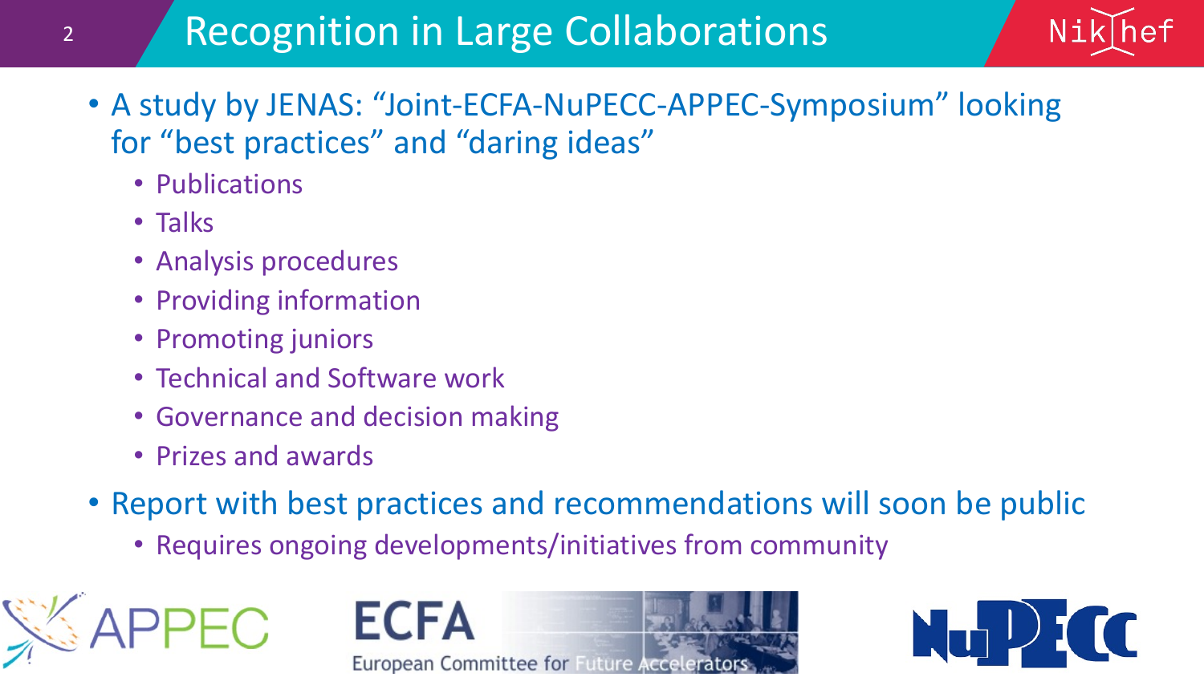# Recognition in Large Collaborations

- A study by JENAS: "Joint-ECFA-NuPECC-APPEC-Symposium" looking for "best practices" and "daring ideas"
  - Publications
  - Talks
  - Analysis procedures
  - Providing information
  - Promoting juniors
  - Technical and Software work
  - Governance and decision making
  - Prizes and awards
- Report with best practices and recommendations will soon be public
  - Requires ongoing developments/initiatives from community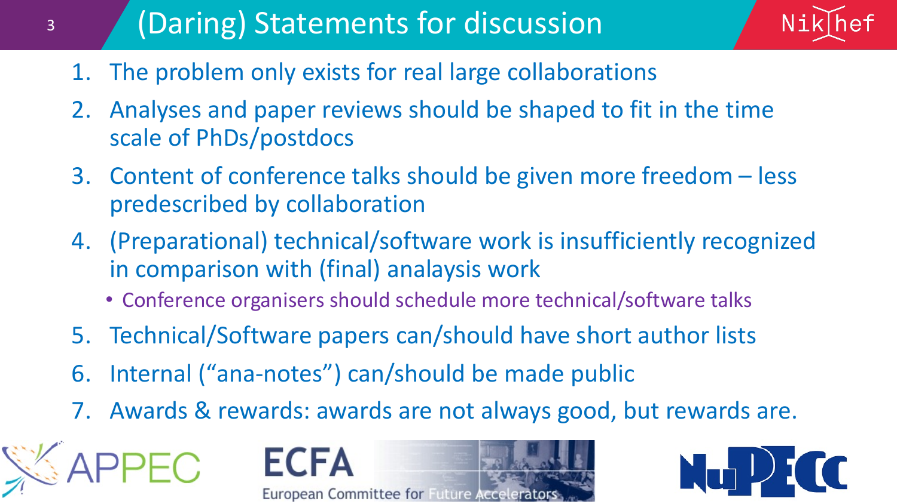# (Daring) Statements for discussion

1. The problem only exists for real large collaborations
2. Analyses and paper reviews should be shaped to fit in the time scale of PhDs/postdocs
3. Content of conference talks should be given more freedom – less predescribed by collaboration
4. (Preparational) technical/software work is insufficiently recognized in comparison with (final) analaysis work
   - Conference organisers should schedule more technical/software talks
5. Technical/Software papers can/should have short author lists
6. Internal ("ana-notes") can/should be made public
7. Awards & rewards: awards are not always good, but rewards are.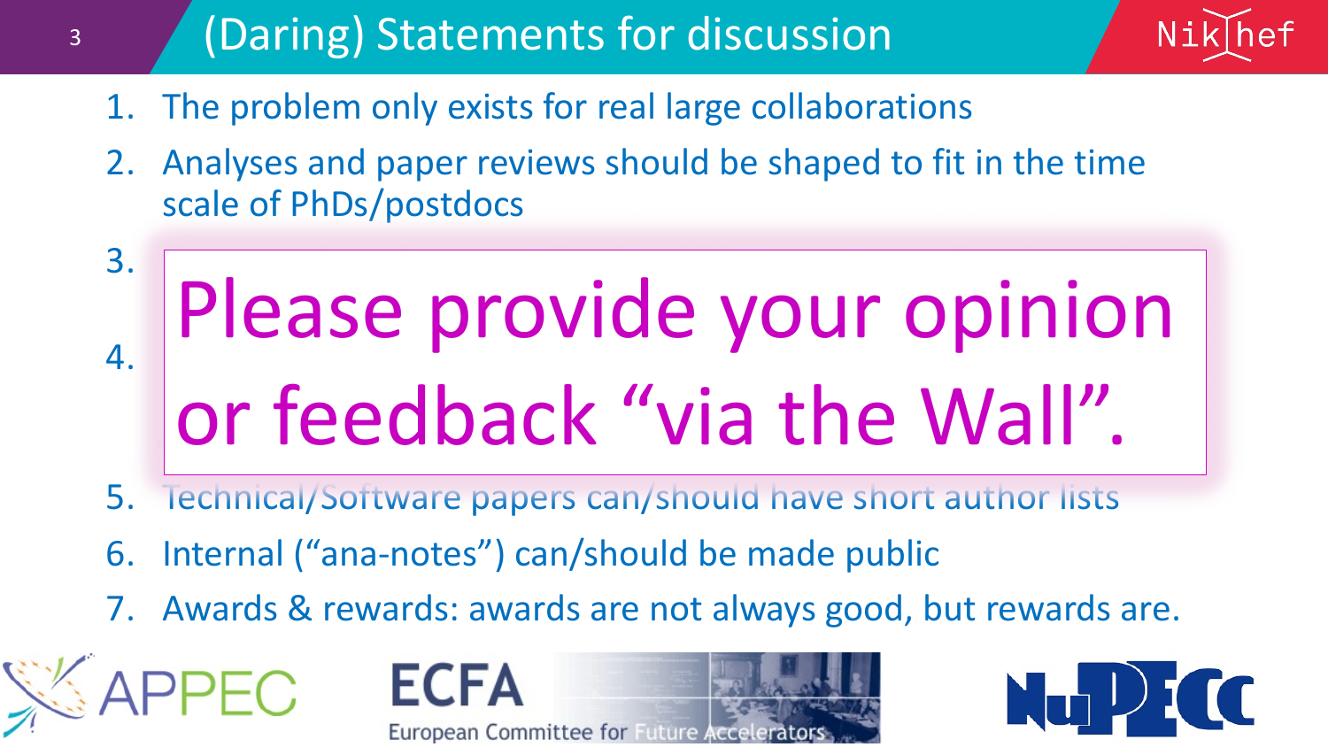# (Daring) Statements for discussion

1. The problem only exists for real large collaborations
2. Analyses and paper reviews should be shaped to fit in the time scale of PhDs/postdocs
3. 
4. 

Please provide your opinion or feedback “via the Wall”.

5. Technical/Software papers can/should have short author lists
6. Internal (“ana-notes”) can/should be made public
7. Awards & rewards: awards are not always good, but rewards are.